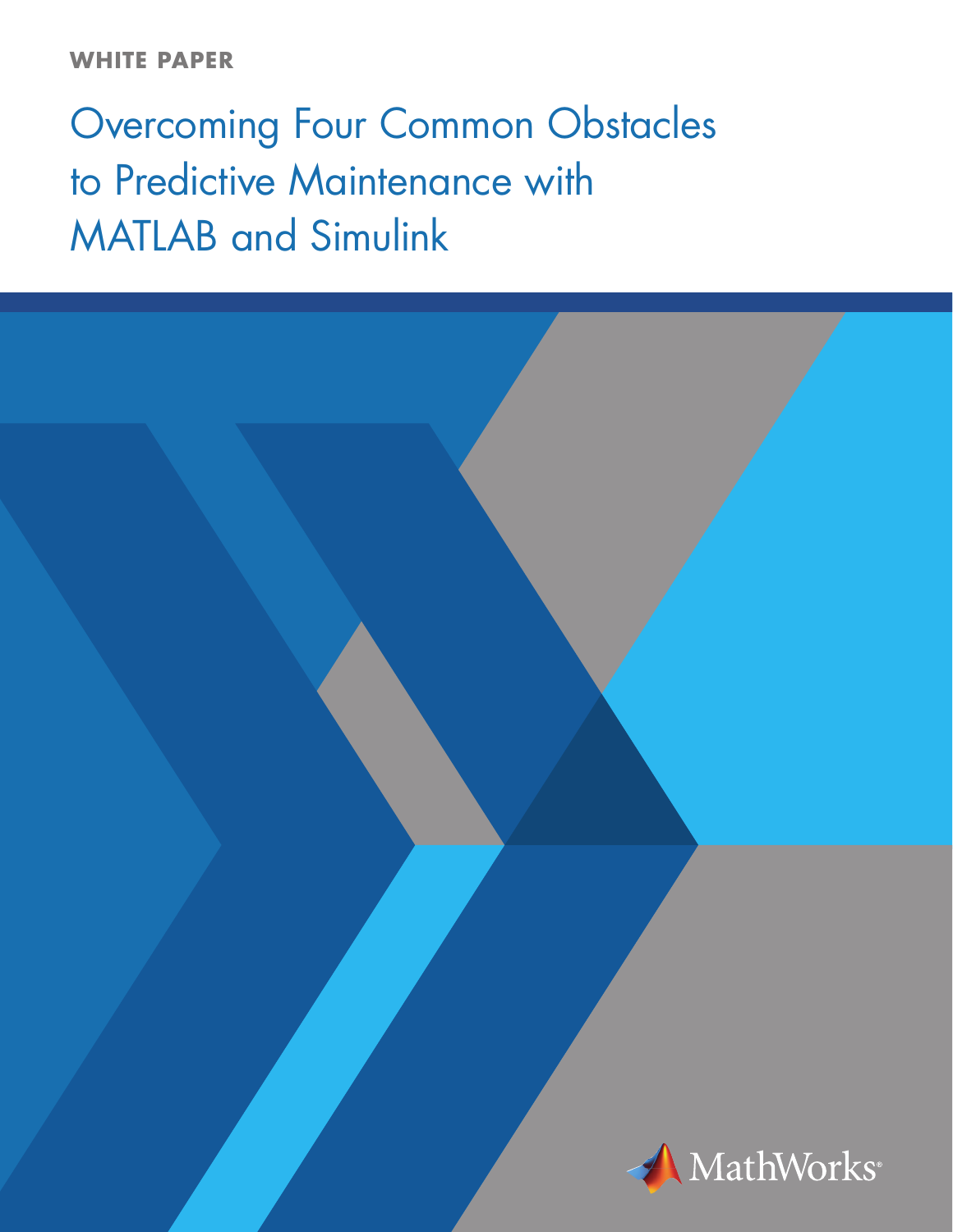WHITE PAPER

# Overcoming Four Common Obstacles to Predictive Maintenance with MATLAB and Simulink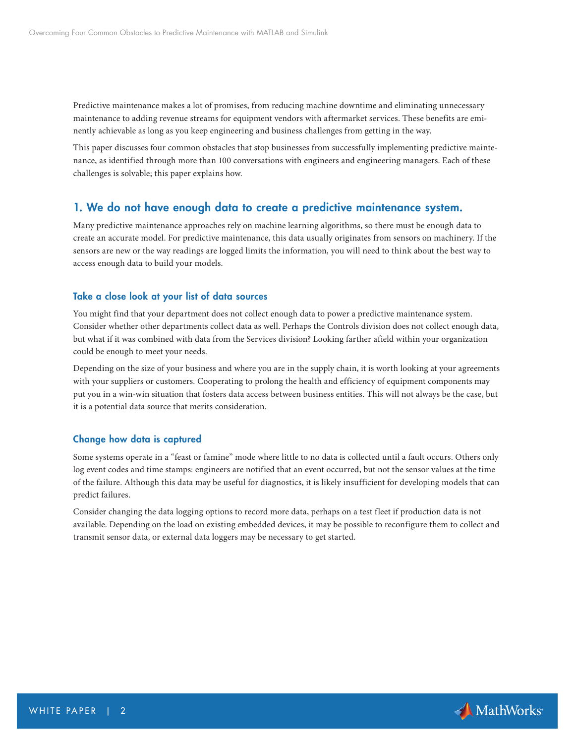Predictive maintenance makes a lot of promises, from reducing machine downtime and eliminating unnecessary maintenance to adding revenue streams for equipment vendors with aftermarket services. These benefits are eminently achievable as long as you keep engineering and business challenges from getting in the way.

This paper discusses four common obstacles that stop businesses from successfully implementing predictive maintenance, as identified through more than 100 conversations with engineers and engineering managers. Each of these challenges is solvable; this paper explains how.

## 1. We do not have enough data to create a predictive maintenance system.

Many predictive maintenance approaches rely on machine learning algorithms, so there must be enough data to create an accurate model. For predictive maintenance, this data usually originates from sensors on machinery. If the sensors are new or the way readings are logged limits the information, you will need to think about the best way to access enough data to build your models.

### Take a close look at your list of data sources

You might find that your department does not collect enough data to power a predictive maintenance system. Consider whether other departments collect data as well. Perhaps the Controls division does not collect enough data, but what if it was combined with data from the Services division? Looking farther afield within your organization could be enough to meet your needs.

Depending on the size of your business and where you are in the supply chain, it is worth looking at your agreements with your suppliers or customers. Cooperating to prolong the health and efficiency of equipment components may put you in a win-win situation that fosters data access between business entities. This will not always be the case, but it is a potential data source that merits consideration.

### Change how data is captured

Some systems operate in a "feast or famine" mode where little to no data is collected until a fault occurs. Others only log event codes and time stamps: engineers are notified that an event occurred, but not the sensor values at the time of the failure. Although this data may be useful for diagnostics, it is likely insufficient for developing models that can predict failures.

Consider changing the data logging options to record more data, perhaps on a test fleet if production data is not available. Depending on the load on existing embedded devices, it may be possible to reconfigure them to collect and transmit sensor data, or external data loggers may be necessary to get started.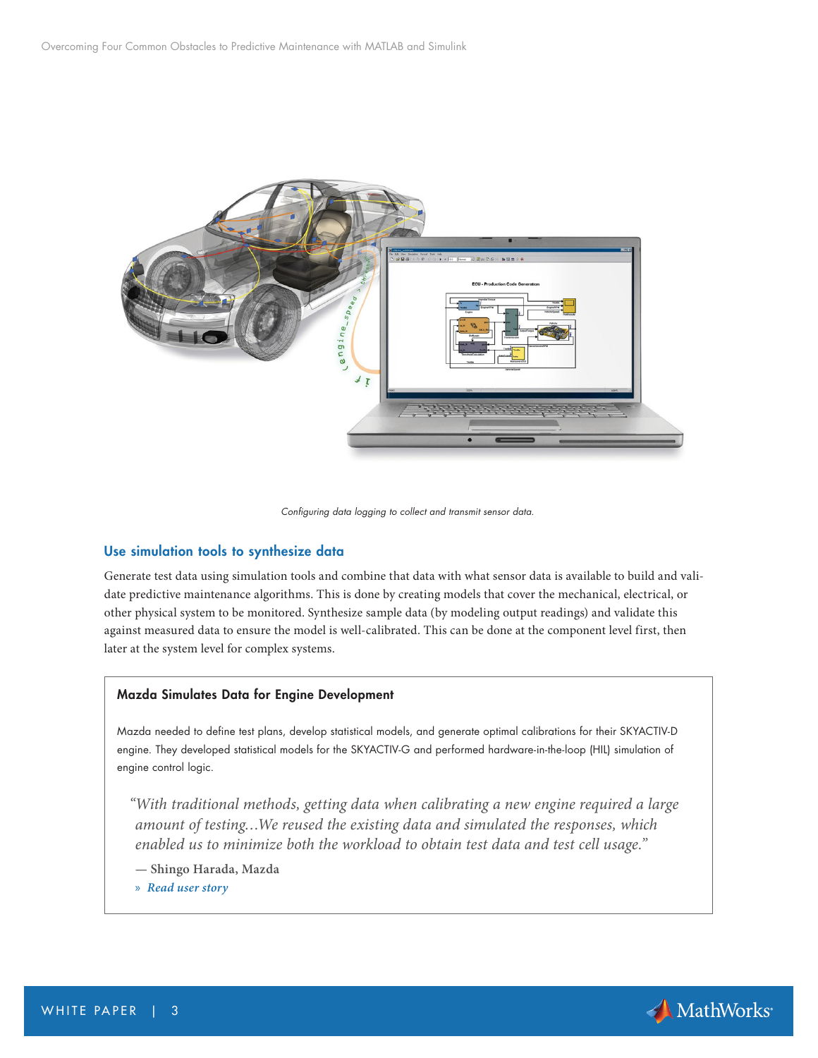*Configuring data logging to collect and transmit sensor data.*

### Use simulation tools to synthesize data

Generate test data using simulation tools and combine that data with what sensor data is available to build and validate predictive maintenance algorithms. This is done by creating models that cover the mechanical, electrical, or other physical system to be monitored. Synthesize sample data (by modeling output readings) and validate this against measured data to ensure the model is well-calibrated. This can be done at the component level first, then later at the system level for complex systems.

#### Mazda Simulates Data for Engine Development

Mazda needed to define test plans, develop statistical models, and generate optimal calibrations for their SKYACTIV-D engine. They developed statistical models for the SKYACTIV-G and performed hardware-in-the-loop (HIL) simulation of engine control logic.

> *"With traditional methods, getting data when calibrating a new engine required a large amount of testing…We reused the existing data and simulated the responses, which enabled us to minimize both the workload to obtain test data and test cell usage."*
>
> — Shingo Harada, Mazda
>
> » *Read user story*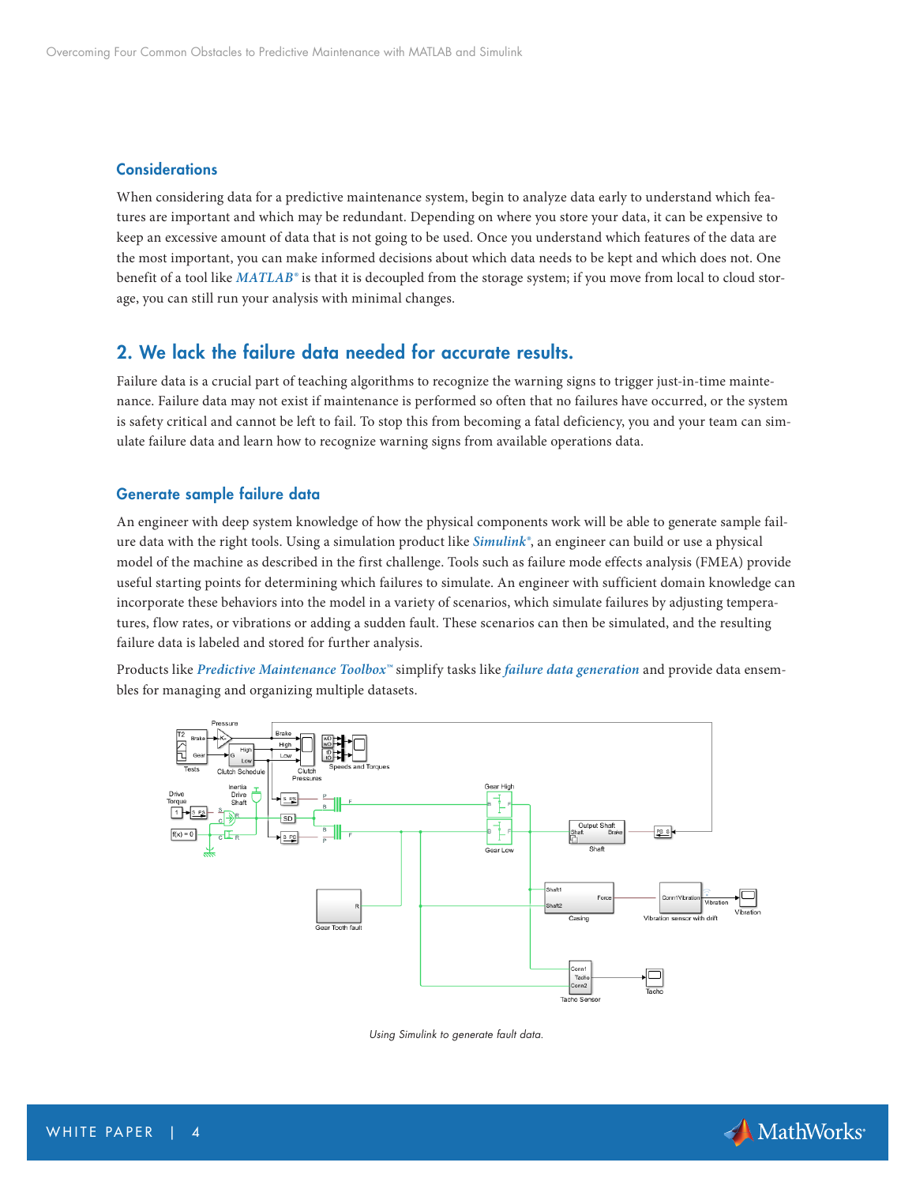### Considerations

When considering data for a predictive maintenance system, begin to analyze data early to understand which features are important and which may be redundant. Depending on where you store your data, it can be expensive to keep an excessive amount of data that is not going to be used. Once you understand which features of the data are the most important, you can make informed decisions about which data needs to be kept and which does not. One benefit of a tool like ***MATLAB***® is that it is decoupled from the storage system; if you move from local to cloud storage, you can still run your analysis with minimal changes.

## 2. We lack the failure data needed for accurate results.

Failure data is a crucial part of teaching algorithms to recognize the warning signs to trigger just-in-time maintenance. Failure data may not exist if maintenance is performed so often that no failures have occurred, or the system is safety critical and cannot be left to fail. To stop this from becoming a fatal deficiency, you and your team can simulate failure data and learn how to recognize warning signs from available operations data.

### Generate sample failure data

An engineer with deep system knowledge of how the physical components work will be able to generate sample failure data with the right tools. Using a simulation product like ***Simulink***®, an engineer can build or use a physical model of the machine as described in the first challenge. Tools such as failure mode effects analysis (FMEA) provide useful starting points for determining which failures to simulate. An engineer with sufficient domain knowledge can incorporate these behaviors into the model in a variety of scenarios, which simulate failures by adjusting temperatures, flow rates, or vibrations or adding a sudden fault. These scenarios can then be simulated, and the resulting failure data is labeled and stored for further analysis.

Products like ***Predictive Maintenance Toolbox***™ simplify tasks like ***failure data generation*** and provide data ensembles for managing and organizing multiple datasets.

*Using Simulink to generate fault data.*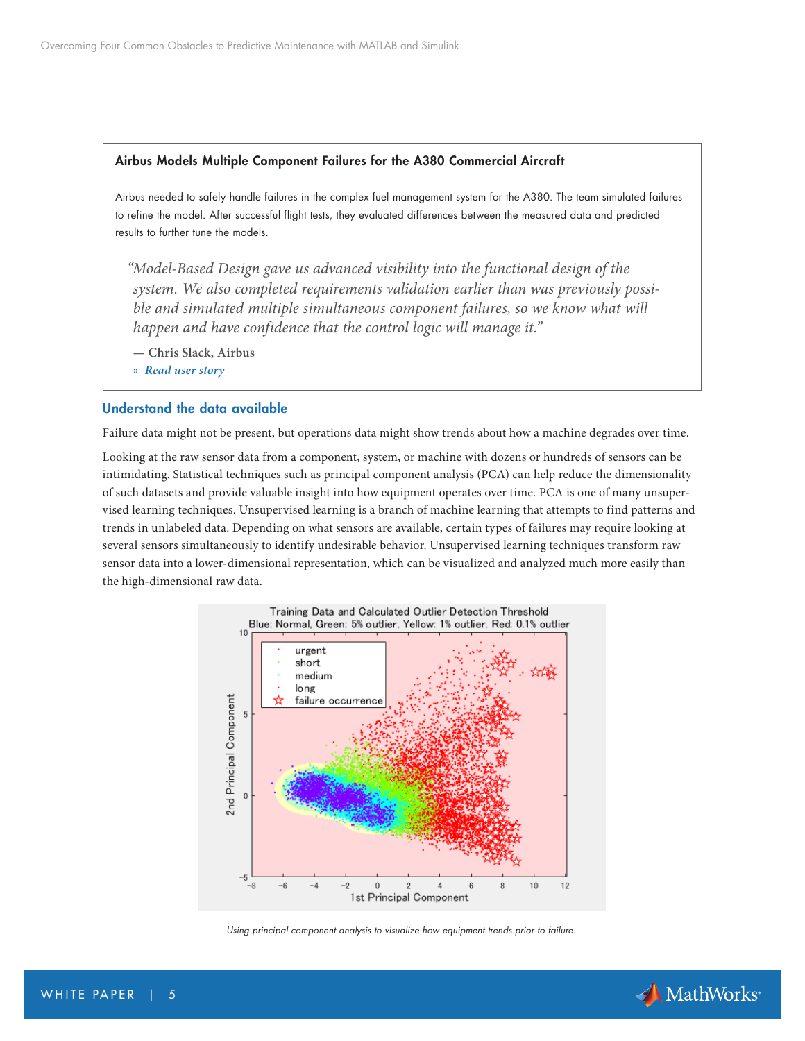### Airbus Models Multiple Component Failures for the A380 Commercial Aircraft

Airbus needed to safely handle failures in the complex fuel management system for the A380. The team simulated failures to refine the model. After successful flight tests, they evaluated differences between the measured data and predicted results to further tune the models.

> *"Model-Based Design gave us advanced visibility into the functional design of the system. We also completed requirements validation earlier than was previously possible and simulated multiple simultaneous component failures, so we know what will happen and have confidence that the control logic will manage it."*
>
> — Chris Slack, Airbus
>
> » *Read user story*

## Understand the data available

Failure data might not be present, but operations data might show trends about how a machine degrades over time.

Looking at the raw sensor data from a component, system, or machine with dozens or hundreds of sensors can be intimidating. Statistical techniques such as principal component analysis (PCA) can help reduce the dimensionality of such datasets and provide valuable insight into how equipment operates over time. PCA is one of many unsupervised learning techniques. Unsupervised learning is a branch of machine learning that attempts to find patterns and trends in unlabeled data. Depending on what sensors are available, certain types of failures may require looking at several sensors simultaneously to identify undesirable behavior. Unsupervised learning techniques transform raw sensor data into a lower-dimensional representation, which can be visualized and analyzed much more easily than the high-dimensional raw data.

*Using principal component analysis to visualize how equipment trends prior to failure.*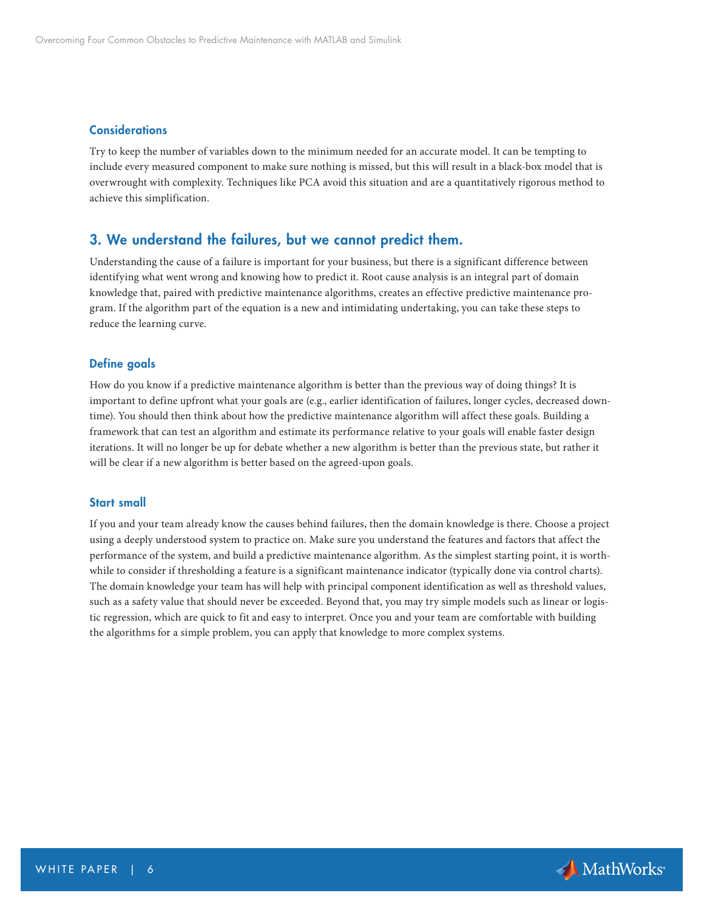### Considerations

Try to keep the number of variables down to the minimum needed for an accurate model. It can be tempting to include every measured component to make sure nothing is missed, but this will result in a black-box model that is overwrought with complexity. Techniques like PCA avoid this situation and are a quantitatively rigorous method to achieve this simplification.

## 3. We understand the failures, but we cannot predict them.

Understanding the cause of a failure is important for your business, but there is a significant difference between identifying what went wrong and knowing how to predict it. Root cause analysis is an integral part of domain knowledge that, paired with predictive maintenance algorithms, creates an effective predictive maintenance program. If the algorithm part of the equation is a new and intimidating undertaking, you can take these steps to reduce the learning curve.

### Define goals

How do you know if a predictive maintenance algorithm is better than the previous way of doing things? It is important to define upfront what your goals are (e.g., earlier identification of failures, longer cycles, decreased downtime). You should then think about how the predictive maintenance algorithm will affect these goals. Building a framework that can test an algorithm and estimate its performance relative to your goals will enable faster design iterations. It will no longer be up for debate whether a new algorithm is better than the previous state, but rather it will be clear if a new algorithm is better based on the agreed-upon goals.

### Start small

If you and your team already know the causes behind failures, then the domain knowledge is there. Choose a project using a deeply understood system to practice on. Make sure you understand the features and factors that affect the performance of the system, and build a predictive maintenance algorithm. As the simplest starting point, it is worthwhile to consider if thresholding a feature is a significant maintenance indicator (typically done via control charts). The domain knowledge your team has will help with principal component identification as well as threshold values, such as a safety value that should never be exceeded. Beyond that, you may try simple models such as linear or logistic regression, which are quick to fit and easy to interpret. Once you and your team are comfortable with building the algorithms for a simple problem, you can apply that knowledge to more complex systems.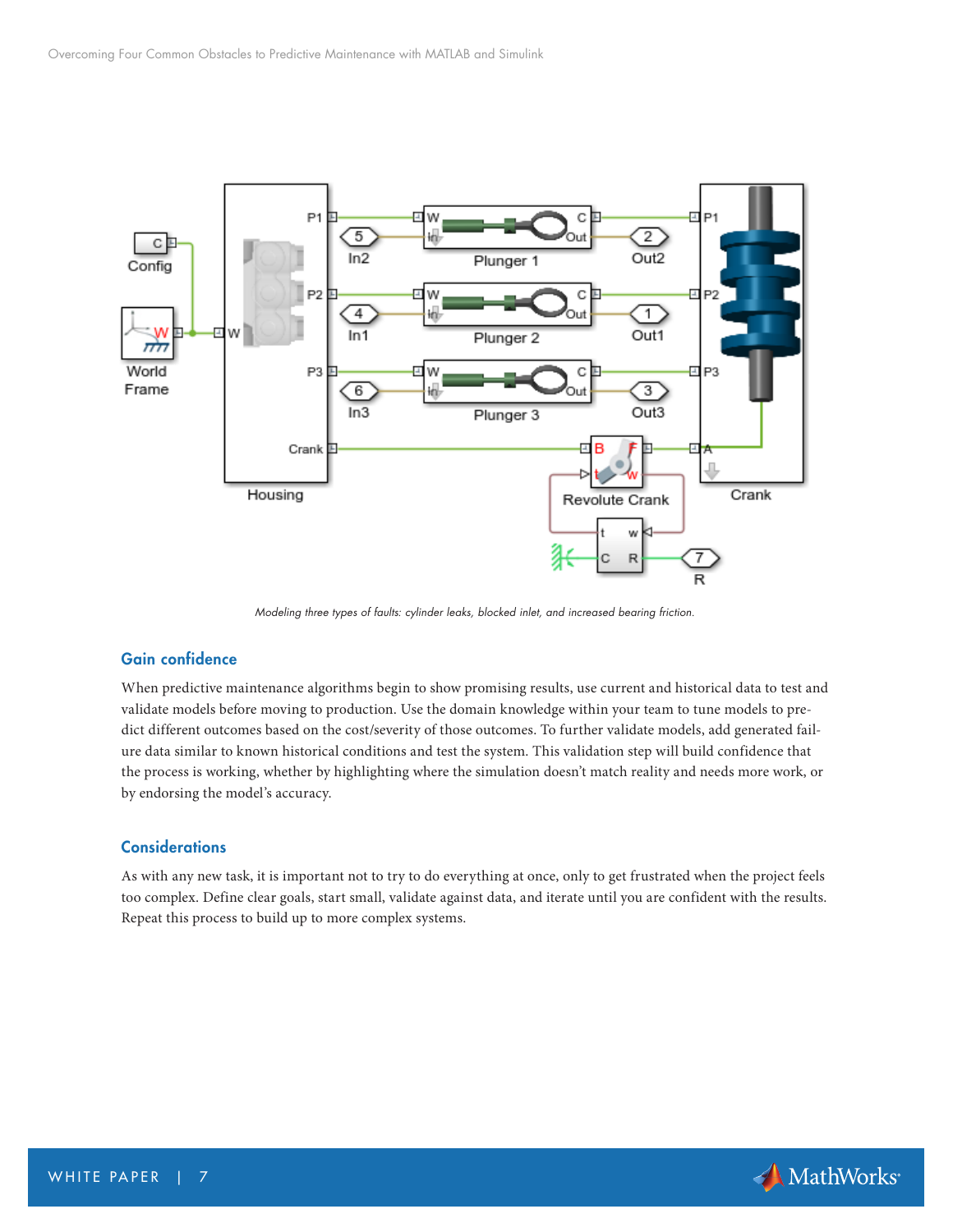*Modeling three types of faults: cylinder leaks, blocked inlet, and increased bearing friction.*

## Gain confidence

When predictive maintenance algorithms begin to show promising results, use current and historical data to test and validate models before moving to production. Use the domain knowledge within your team to tune models to predict different outcomes based on the cost/severity of those outcomes. To further validate models, add generated failure data similar to known historical conditions and test the system. This validation step will build confidence that the process is working, whether by highlighting where the simulation doesn't match reality and needs more work, or by endorsing the model's accuracy.

## Considerations

As with any new task, it is important not to try to do everything at once, only to get frustrated when the project feels too complex. Define clear goals, start small, validate against data, and iterate until you are confident with the results. Repeat this process to build up to more complex systems.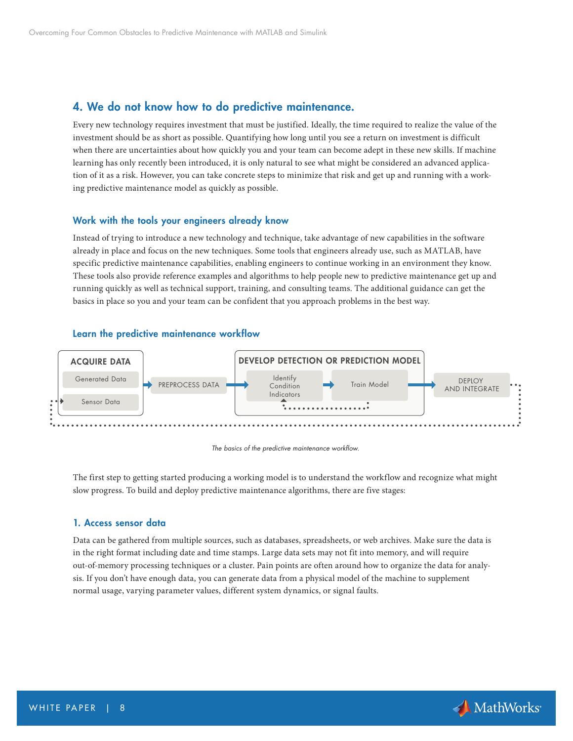## 4. We do not know how to do predictive maintenance.

Every new technology requires investment that must be justified. Ideally, the time required to realize the value of the investment should be as short as possible. Quantifying how long until you see a return on investment is difficult when there are uncertainties about how quickly you and your team can become adept in these new skills. If machine learning has only recently been introduced, it is only natural to see what might be considered an advanced application of it as a risk. However, you can take concrete steps to minimize that risk and get up and running with a working predictive maintenance model as quickly as possible.

### Work with the tools your engineers already know

Instead of trying to introduce a new technology and technique, take advantage of new capabilities in the software already in place and focus on the new techniques. Some tools that engineers already use, such as MATLAB, have specific predictive maintenance capabilities, enabling engineers to continue working in an environment they know. These tools also provide reference examples and algorithms to help people new to predictive maintenance get up and running quickly as well as technical support, training, and consulting teams. The additional guidance can get the basics in place so you and your team can be confident that you approach problems in the best way.

### Learn the predictive maintenance workflow

ACQUIRE DATA: Generated Data, Sensor Data → PREPROCESS DATA → DEVELOP DETECTION OR PREDICTION MODEL: Identify Condition Indicators → Train Model → DEPLOY AND INTEGRATE

*The basics of the predictive maintenance workflow.*

The first step to getting started producing a working model is to understand the workflow and recognize what might slow progress. To build and deploy predictive maintenance algorithms, there are five stages:

### 1. Access sensor data

Data can be gathered from multiple sources, such as databases, spreadsheets, or web archives. Make sure the data is in the right format including date and time stamps. Large data sets may not fit into memory, and will require out-of-memory processing techniques or a cluster. Pain points are often around how to organize the data for analysis. If you don't have enough data, you can generate data from a physical model of the machine to supplement normal usage, varying parameter values, different system dynamics, or signal faults.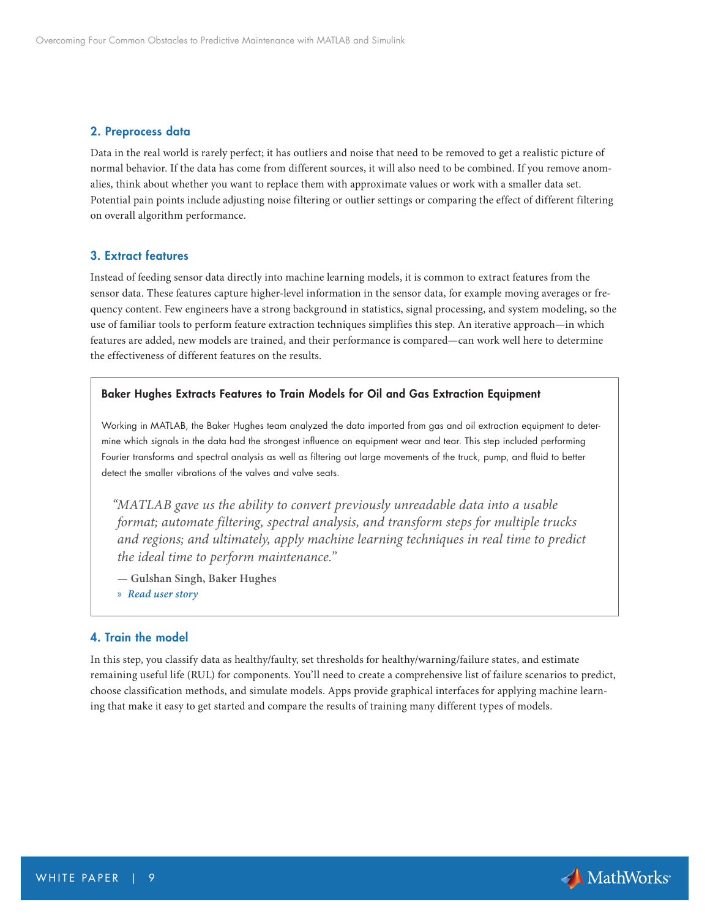### 2. Preprocess data

Data in the real world is rarely perfect; it has outliers and noise that need to be removed to get a realistic picture of normal behavior. If the data has come from different sources, it will also need to be combined. If you remove anomalies, think about whether you want to replace them with approximate values or work with a smaller data set. Potential pain points include adjusting noise filtering or outlier settings or comparing the effect of different filtering on overall algorithm performance.

### 3. Extract features

Instead of feeding sensor data directly into machine learning models, it is common to extract features from the sensor data. These features capture higher-level information in the sensor data, for example moving averages or frequency content. Few engineers have a strong background in statistics, signal processing, and system modeling, so the use of familiar tools to perform feature extraction techniques simplifies this step. An iterative approach—in which features are added, new models are trained, and their performance is compared—can work well here to determine the effectiveness of different features on the results.

#### Baker Hughes Extracts Features to Train Models for Oil and Gas Extraction Equipment

Working in MATLAB, the Baker Hughes team analyzed the data imported from gas and oil extraction equipment to determine which signals in the data had the strongest influence on equipment wear and tear. This step included performing Fourier transforms and spectral analysis as well as filtering out large movements of the truck, pump, and fluid to better detect the smaller vibrations of the valves and valve seats.

> *"MATLAB gave us the ability to convert previously unreadable data into a usable format; automate filtering, spectral analysis, and transform steps for multiple trucks and regions; and ultimately, apply machine learning techniques in real time to predict the ideal time to perform maintenance."*
>
> **— Gulshan Singh, Baker Hughes**
>
> » *Read user story*

### 4. Train the model

In this step, you classify data as healthy/faulty, set thresholds for healthy/warning/failure states, and estimate remaining useful life (RUL) for components. You'll need to create a comprehensive list of failure scenarios to predict, choose classification methods, and simulate models. Apps provide graphical interfaces for applying machine learning that make it easy to get started and compare the results of training many different types of models.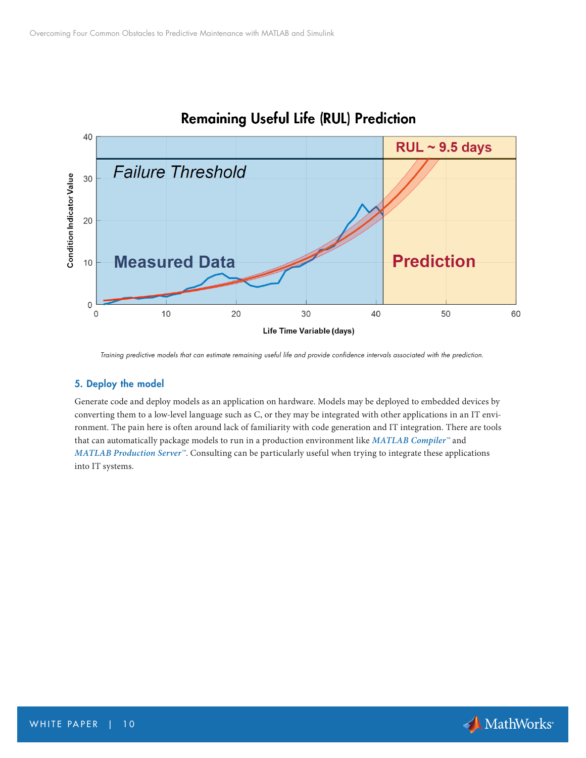Training predictive models that can estimate remaining useful life and provide confidence intervals associated with the prediction.

### 5. Deploy the model

Generate code and deploy models as an application on hardware. Models may be deployed to embedded devices by converting them to a low-level language such as C, or they may be integrated with other applications in an IT environment. The pain here is often around lack of familiarity with code generation and IT integration. There are tools that can automatically package models to run in a production environment like ***MATLAB Compiler***™ and ***MATLAB Production Server***™. Consulting can be particularly useful when trying to integrate these applications into IT systems.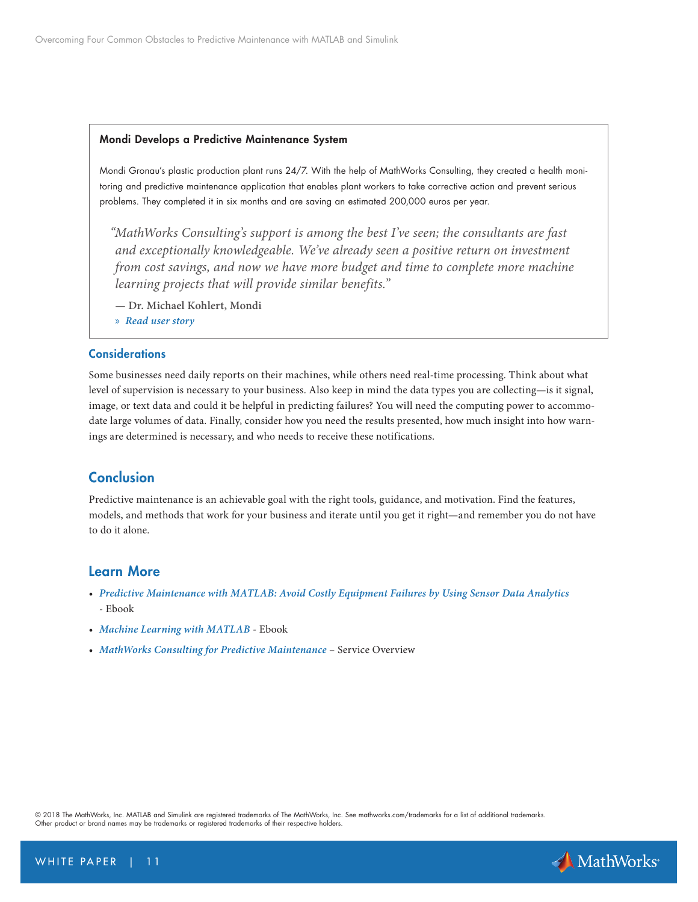**Mondi Develops a Predictive Maintenance System**

Mondi Gronau's plastic production plant runs 24/7. With the help of MathWorks Consulting, they created a health monitoring and predictive maintenance application that enables plant workers to take corrective action and prevent serious problems. They completed it in six months and are saving an estimated 200,000 euros per year.

> *"MathWorks Consulting's support is among the best I've seen; the consultants are fast and exceptionally knowledgeable. We've already seen a positive return on investment from cost savings, and now we have more budget and time to complete more machine learning projects that will provide similar benefits."*
>
> **— Dr. Michael Kohlert, Mondi**
>
> » *Read user story*

### Considerations

Some businesses need daily reports on their machines, while others need real-time processing. Think about what level of supervision is necessary to your business. Also keep in mind the data types you are collecting—is it signal, image, or text data and could it be helpful in predicting failures? You will need the computing power to accommodate large volumes of data. Finally, consider how you need the results presented, how much insight into how warnings are determined is necessary, and who needs to receive these notifications.

## Conclusion

Predictive maintenance is an achievable goal with the right tools, guidance, and motivation. Find the features, models, and methods that work for your business and iterate until you get it right—and remember you do not have to do it alone.

## Learn More

- *Predictive Maintenance with MATLAB: Avoid Costly Equipment Failures by Using Sensor Data Analytics* - Ebook
- *Machine Learning with MATLAB* - Ebook
- *MathWorks Consulting for Predictive Maintenance* – Service Overview

© 2018 The MathWorks, Inc. MATLAB and Simulink are registered trademarks of The MathWorks, Inc. See mathworks.com/trademarks for a list of additional trademarks. Other product or brand names may be trademarks or registered trademarks of their respective holders.